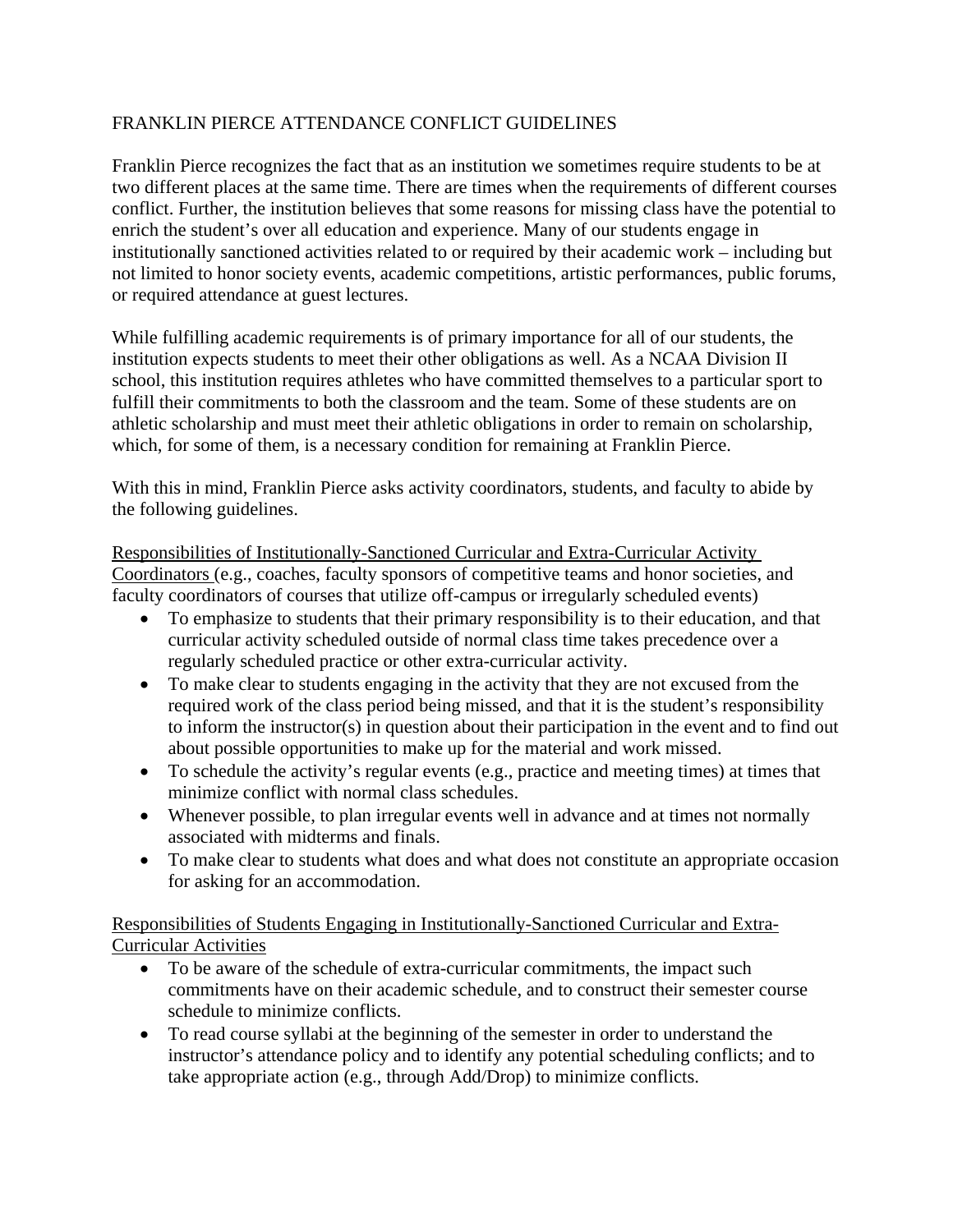# FRANKLIN PIERCE ATTENDANCE CONFLICT GUIDELINES

Franklin Pierce recognizes the fact that as an institution we sometimes require students to be at two different places at the same time. There are times when the requirements of different courses conflict. Further, the institution believes that some reasons for missing class have the potential to enrich the student's over all education and experience. Many of our students engage in institutionally sanctioned activities related to or required by their academic work – including but not limited to honor society events, academic competitions, artistic performances, public forums, or required attendance at guest lectures.

While fulfilling academic requirements is of primary importance for all of our students, the institution expects students to meet their other obligations as well. As a NCAA Division II school, this institution requires athletes who have committed themselves to a particular sport to fulfill their commitments to both the classroom and the team. Some of these students are on athletic scholarship and must meet their athletic obligations in order to remain on scholarship, which, for some of them, is a necessary condition for remaining at Franklin Pierce.

With this in mind, Franklin Pierce asks activity coordinators, students, and faculty to abide by the following guidelines.

<u>Responsibilities of Institutionally-Sanctioned Curricular and Extra-Curricular Activity Coordinators</u> (e.g., coaches, faculty sponsors of competitive teams and honor societies, and faculty coordinators of courses that utilize off-campus or irregularly scheduled events)

- To emphasize to students that their primary responsibility is to their education, and that curricular activity scheduled outside of normal class time takes precedence over a regularly scheduled practice or other extra-curricular activity.
- To make clear to students engaging in the activity that they are not excused from the required work of the class period being missed, and that it is the student's responsibility to inform the instructor(s) in question about their participation in the event and to find out about possible opportunities to make up for the material and work missed.
- To schedule the activity's regular events (e.g., practice and meeting times) at times that minimize conflict with normal class schedules.
- Whenever possible, to plan irregular events well in advance and at times not normally associated with midterms and finals.
- To make clear to students what does and what does not constitute an appropriate occasion for asking for an accommodation.

<u>Responsibilities of Students Engaging in Institutionally-Sanctioned Curricular and Extra-Curricular Activities</u>

- To be aware of the schedule of extra-curricular commitments, the impact such commitments have on their academic schedule, and to construct their semester course schedule to minimize conflicts.
- To read course syllabi at the beginning of the semester in order to understand the instructor's attendance policy and to identify any potential scheduling conflicts; and to take appropriate action (e.g., through Add/Drop) to minimize conflicts.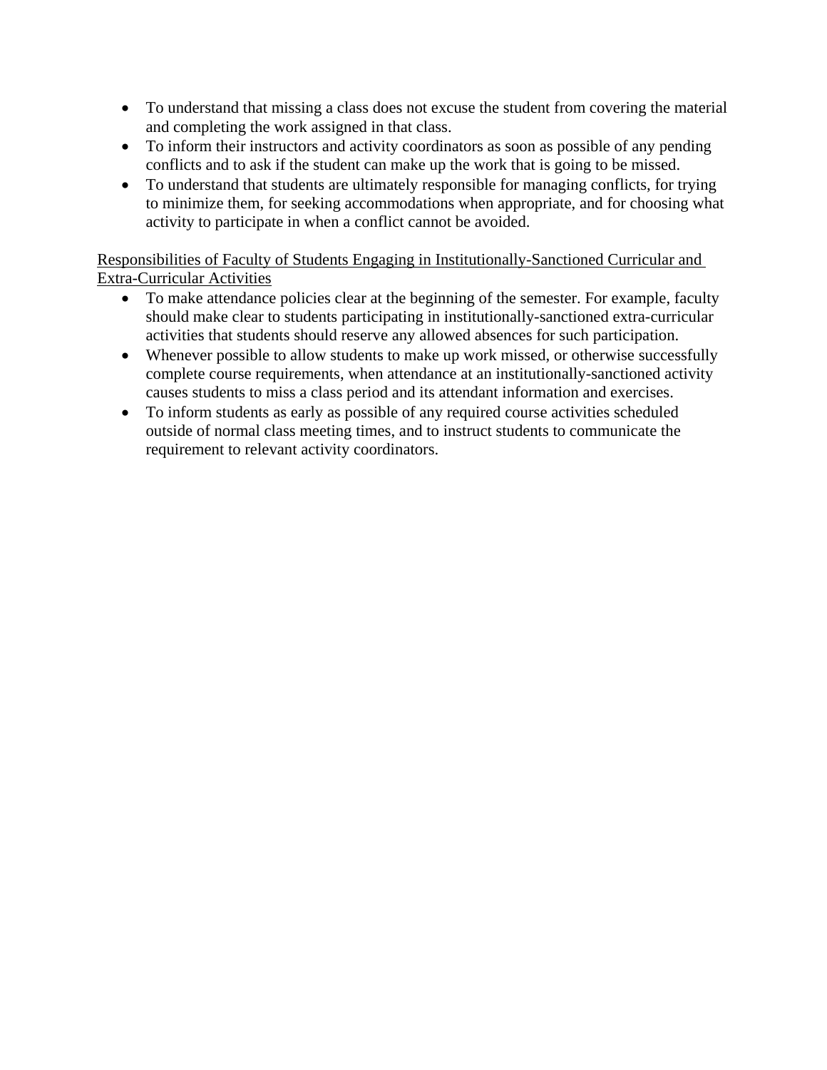- To understand that missing a class does not excuse the student from covering the material and completing the work assigned in that class.
- To inform their instructors and activity coordinators as soon as possible of any pending conflicts and to ask if the student can make up the work that is going to be missed.
- To understand that students are ultimately responsible for managing conflicts, for trying to minimize them, for seeking accommodations when appropriate, and for choosing what activity to participate in when a conflict cannot be avoided.

<u>Responsibilities of Faculty of Students Engaging in Institutionally-Sanctioned Curricular and Extra-Curricular Activities</u>

- To make attendance policies clear at the beginning of the semester. For example, faculty should make clear to students participating in institutionally-sanctioned extra-curricular activities that students should reserve any allowed absences for such participation.
- Whenever possible to allow students to make up work missed, or otherwise successfully complete course requirements, when attendance at an institutionally-sanctioned activity causes students to miss a class period and its attendant information and exercises.
- To inform students as early as possible of any required course activities scheduled outside of normal class meeting times, and to instruct students to communicate the requirement to relevant activity coordinators.